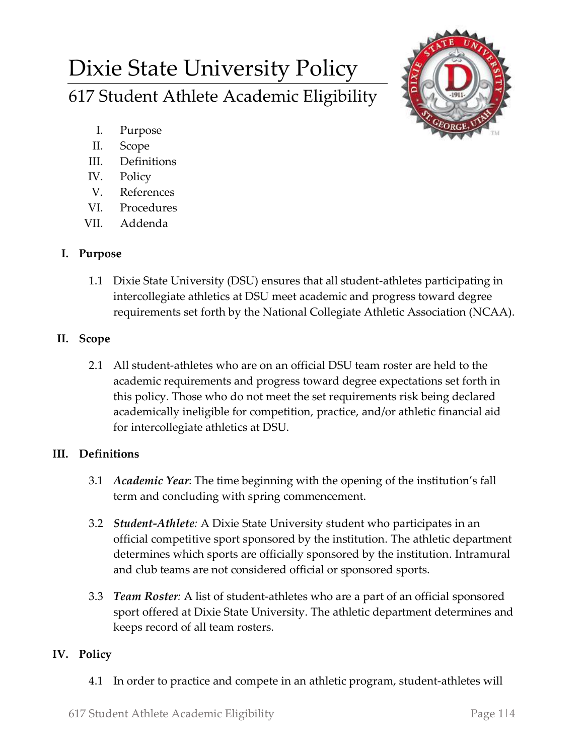# Dixie State University Policy

## 617 Student Athlete Academic Eligibility

I. Purpose
II. Scope
III. Definitions
IV. Policy
V. References
VI. Procedures
VII. Addenda

### I. Purpose

1.1 Dixie State University (DSU) ensures that all student-athletes participating in intercollegiate athletics at DSU meet academic and progress toward degree requirements set forth by the National Collegiate Athletic Association (NCAA).

### II. Scope

2.1 All student-athletes who are on an official DSU team roster are held to the academic requirements and progress toward degree expectations set forth in this policy. Those who do not meet the set requirements risk being declared academically ineligible for competition, practice, and/or athletic financial aid for intercollegiate athletics at DSU.

### III. Definitions

3.1 ***Academic Year***: The time beginning with the opening of the institution's fall term and concluding with spring commencement.

3.2 ***Student-Athlete****:* A Dixie State University student who participates in an official competitive sport sponsored by the institution. The athletic department determines which sports are officially sponsored by the institution. Intramural and club teams are not considered official or sponsored sports.

3.3 ***Team Roster****:* A list of student-athletes who are a part of an official sponsored sport offered at Dixie State University. The athletic department determines and keeps record of all team rosters.

### IV. Policy

4.1 In order to practice and compete in an athletic program, student-athletes will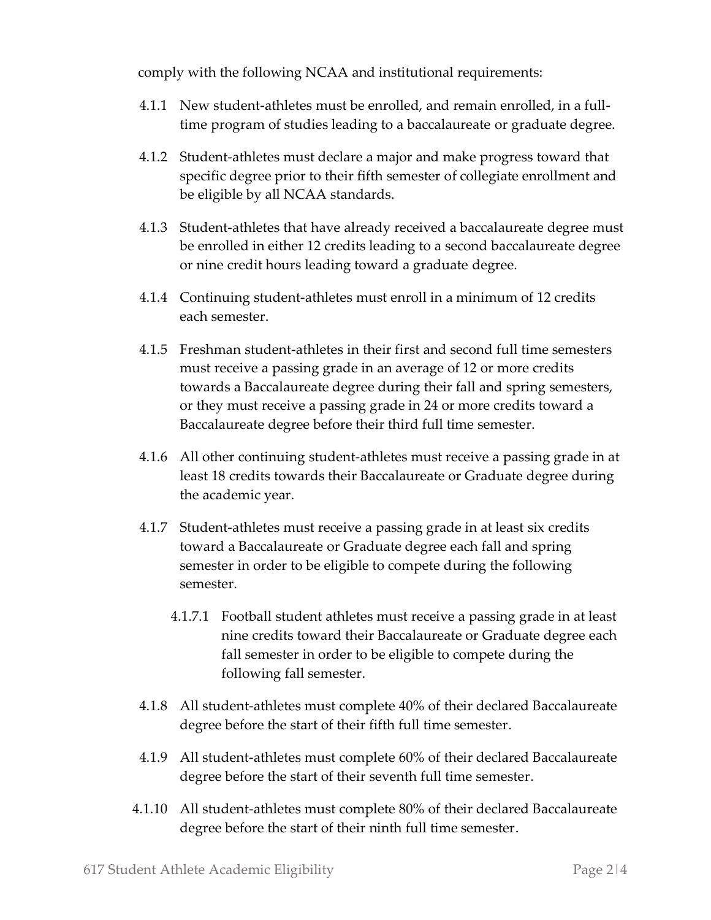comply with the following NCAA and institutional requirements:

4.1.1 New student-athletes must be enrolled, and remain enrolled, in a full-time program of studies leading to a baccalaureate or graduate degree.

4.1.2 Student-athletes must declare a major and make progress toward that specific degree prior to their fifth semester of collegiate enrollment and be eligible by all NCAA standards.

4.1.3 Student-athletes that have already received a baccalaureate degree must be enrolled in either 12 credits leading to a second baccalaureate degree or nine credit hours leading toward a graduate degree.

4.1.4 Continuing student-athletes must enroll in a minimum of 12 credits each semester.

4.1.5 Freshman student-athletes in their first and second full time semesters must receive a passing grade in an average of 12 or more credits towards a Baccalaureate degree during their fall and spring semesters, or they must receive a passing grade in 24 or more credits toward a Baccalaureate degree before their third full time semester.

4.1.6 All other continuing student-athletes must receive a passing grade in at least 18 credits towards their Baccalaureate or Graduate degree during the academic year.

4.1.7 Student-athletes must receive a passing grade in at least six credits toward a Baccalaureate or Graduate degree each fall and spring semester in order to be eligible to compete during the following semester.

   4.1.7.1 Football student athletes must receive a passing grade in at least nine credits toward their Baccalaureate or Graduate degree each fall semester in order to be eligible to compete during the following fall semester.

4.1.8 All student-athletes must complete 40% of their declared Baccalaureate degree before the start of their fifth full time semester.

4.1.9 All student-athletes must complete 60% of their declared Baccalaureate degree before the start of their seventh full time semester.

4.1.10 All student-athletes must complete 80% of their declared Baccalaureate degree before the start of their ninth full time semester.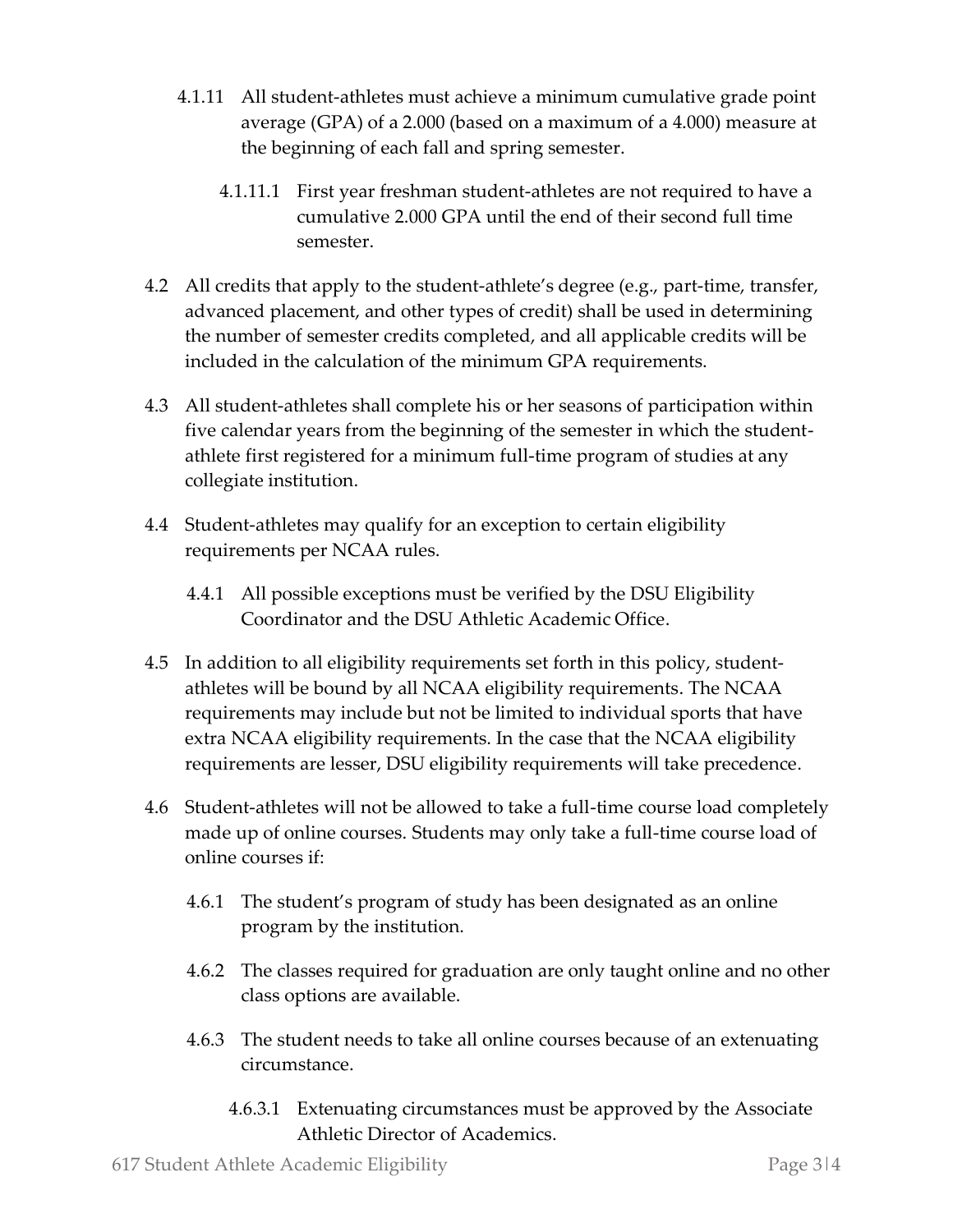4.1.11 All student-athletes must achieve a minimum cumulative grade point average (GPA) of a 2.000 (based on a maximum of a 4.000) measure at the beginning of each fall and spring semester.

4.1.11.1 First year freshman student-athletes are not required to have a cumulative 2.000 GPA until the end of their second full time semester.

4.2 All credits that apply to the student-athlete's degree (e.g., part-time, transfer, advanced placement, and other types of credit) shall be used in determining the number of semester credits completed, and all applicable credits will be included in the calculation of the minimum GPA requirements.

4.3 All student-athletes shall complete his or her seasons of participation within five calendar years from the beginning of the semester in which the student-athlete first registered for a minimum full-time program of studies at any collegiate institution.

4.4 Student-athletes may qualify for an exception to certain eligibility requirements per NCAA rules.

4.4.1 All possible exceptions must be verified by the DSU Eligibility Coordinator and the DSU Athletic Academic Office.

4.5 In addition to all eligibility requirements set forth in this policy, student-athletes will be bound by all NCAA eligibility requirements. The NCAA requirements may include but not be limited to individual sports that have extra NCAA eligibility requirements. In the case that the NCAA eligibility requirements are lesser, DSU eligibility requirements will take precedence.

4.6 Student-athletes will not be allowed to take a full-time course load completely made up of online courses. Students may only take a full-time course load of online courses if:

4.6.1 The student's program of study has been designated as an online program by the institution.

4.6.2 The classes required for graduation are only taught online and no other class options are available.

4.6.3 The student needs to take all online courses because of an extenuating circumstance.

4.6.3.1 Extenuating circumstances must be approved by the Associate Athletic Director of Academics.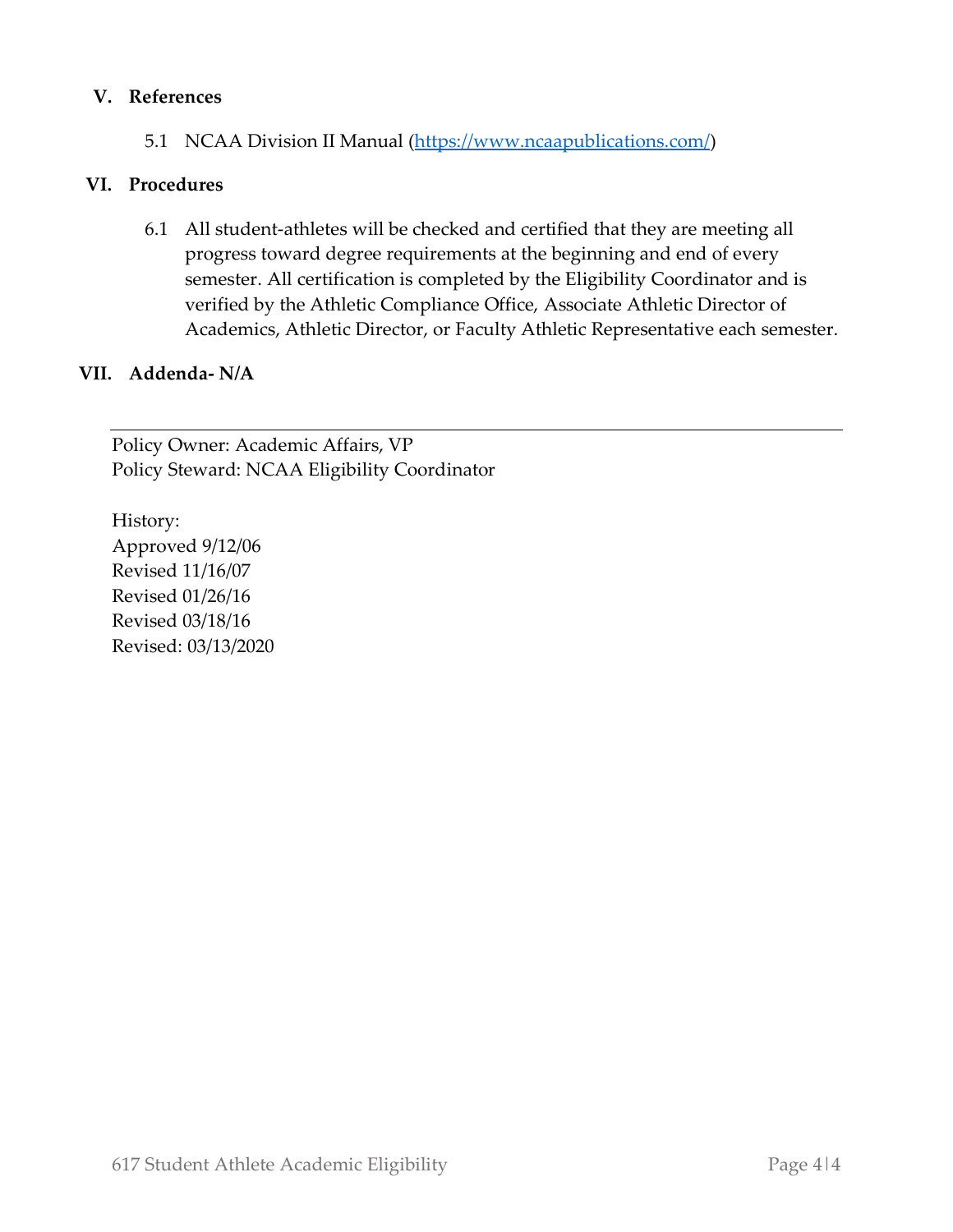## V. References

5.1 NCAA Division II Manual (https://www.ncaapublications.com/)

## VI. Procedures

6.1 All student-athletes will be checked and certified that they are meeting all progress toward degree requirements at the beginning and end of every semester. All certification is completed by the Eligibility Coordinator and is verified by the Athletic Compliance Office, Associate Athletic Director of Academics, Athletic Director, or Faculty Athletic Representative each semester.

## VII. Addenda- N/A

---

Policy Owner: Academic Affairs, VP
Policy Steward: NCAA Eligibility Coordinator

History:
Approved 9/12/06
Revised 11/16/07
Revised 01/26/16
Revised 03/18/16
Revised: 03/13/2020